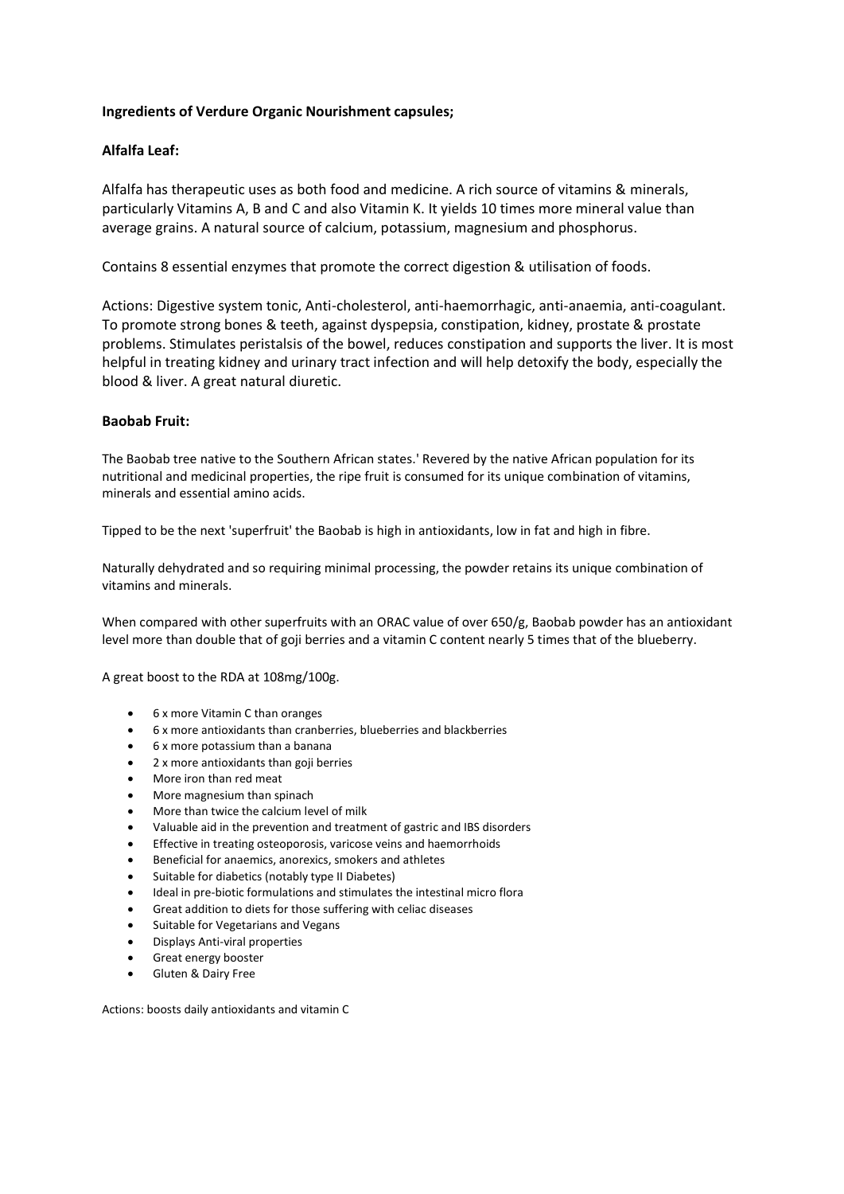**Ingredients of Verdure Organic Nourishment capsules;**

**Alfalfa Leaf:**

Alfalfa has therapeutic uses as both food and medicine. A rich source of vitamins & minerals, particularly Vitamins A, B and C and also Vitamin K. It yields 10 times more mineral value than average grains. A natural source of calcium, potassium, magnesium and phosphorus.

Contains 8 essential enzymes that promote the correct digestion & utilisation of foods.

Actions: Digestive system tonic, Anti-cholesterol, anti-haemorrhagic, anti-anaemia, anti-coagulant. To promote strong bones & teeth, against dyspepsia, constipation, kidney, prostate & prostate problems. Stimulates peristalsis of the bowel, reduces constipation and supports the liver. It is most helpful in treating kidney and urinary tract infection and will help detoxify the body, especially the blood & liver. A great natural diuretic.

**Baobab Fruit:**

The Baobab tree native to the Southern African states.' Revered by the native African population for its nutritional and medicinal properties, the ripe fruit is consumed for its unique combination of vitamins, minerals and essential amino acids.

Tipped to be the next 'superfruit' the Baobab is high in antioxidants, low in fat and high in fibre.

Naturally dehydrated and so requiring minimal processing, the powder retains its unique combination of vitamins and minerals.

When compared with other superfruits with an ORAC value of over 650/g, Baobab powder has an antioxidant level more than double that of goji berries and a vitamin C content nearly 5 times that of the blueberry.

A great boost to the RDA at 108mg/100g.

- 6 x more Vitamin C than oranges
- 6 x more antioxidants than cranberries, blueberries and blackberries
- 6 x more potassium than a banana
- 2 x more antioxidants than goji berries
- More iron than red meat
- More magnesium than spinach
- More than twice the calcium level of milk
- Valuable aid in the prevention and treatment of gastric and IBS disorders
- Effective in treating osteoporosis, varicose veins and haemorrhoids
- Beneficial for anaemics, anorexics, smokers and athletes
- Suitable for diabetics (notably type II Diabetes)
- Ideal in pre-biotic formulations and stimulates the intestinal micro flora
- Great addition to diets for those suffering with celiac diseases
- Suitable for Vegetarians and Vegans
- Displays Anti-viral properties
- Great energy booster
- Gluten & Dairy Free

Actions: boosts daily antioxidants and vitamin C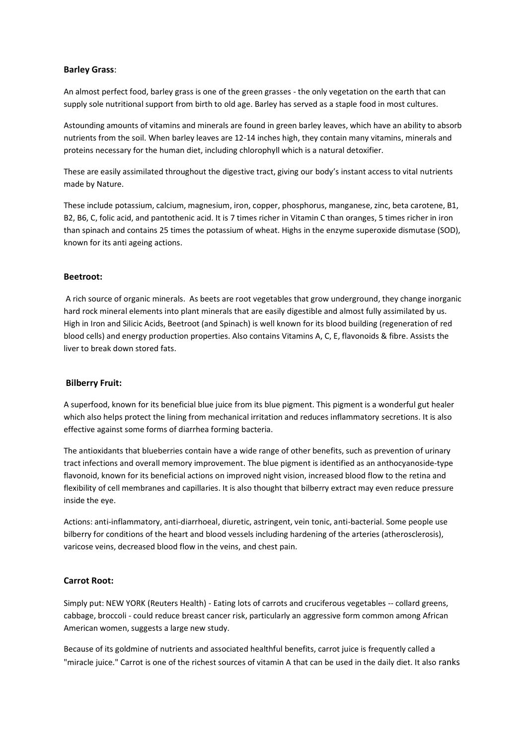**Barley Grass**:

An almost perfect food, barley grass is one of the green grasses - the only vegetation on the earth that can supply sole nutritional support from birth to old age. Barley has served as a staple food in most cultures.

Astounding amounts of vitamins and minerals are found in green barley leaves, which have an ability to absorb nutrients from the soil. When barley leaves are 12-14 inches high, they contain many vitamins, minerals and proteins necessary for the human diet, including chlorophyll which is a natural detoxifier.

These are easily assimilated throughout the digestive tract, giving our body's instant access to vital nutrients made by Nature.

These include potassium, calcium, magnesium, iron, copper, phosphorus, manganese, zinc, beta carotene, B1, B2, B6, C, folic acid, and pantothenic acid. It is 7 times richer in Vitamin C than oranges, 5 times richer in iron than spinach and contains 25 times the potassium of wheat. Highs in the enzyme superoxide dismutase (SOD), known for its anti ageing actions.

**Beetroot:**

A rich source of organic minerals. As beets are root vegetables that grow underground, they change inorganic hard rock mineral elements into plant minerals that are easily digestible and almost fully assimilated by us. High in Iron and Silicic Acids, Beetroot (and Spinach) is well known for its blood building (regeneration of red blood cells) and energy production properties. Also contains Vitamins A, C, E, flavonoids & fibre. Assists the liver to break down stored fats.

**Bilberry Fruit:**

A superfood, known for its beneficial blue juice from its blue pigment. This pigment is a wonderful gut healer which also helps protect the lining from mechanical irritation and reduces inflammatory secretions. It is also effective against some forms of diarrhea forming bacteria.

The antioxidants that blueberries contain have a wide range of other benefits, such as prevention of urinary tract infections and overall memory improvement. The blue pigment is identified as an anthocyanoside-type flavonoid, known for its beneficial actions on improved night vision, increased blood flow to the retina and flexibility of cell membranes and capillaries. It is also thought that bilberry extract may even reduce pressure inside the eye.

Actions: anti-inflammatory, anti-diarrhoeal, diuretic, astringent, vein tonic, anti-bacterial. Some people use bilberry for conditions of the heart and blood vessels including hardening of the arteries (atherosclerosis), varicose veins, decreased blood flow in the veins, and chest pain.

**Carrot Root:**

Simply put: NEW YORK (Reuters Health) - Eating lots of carrots and cruciferous vegetables -- collard greens, cabbage, broccoli - could reduce breast cancer risk, particularly an aggressive form common among African American women, suggests a large new study.

Because of its goldmine of nutrients and associated healthful benefits, carrot juice is frequently called a "miracle juice." Carrot is one of the richest sources of vitamin A that can be used in the daily diet. It also ranks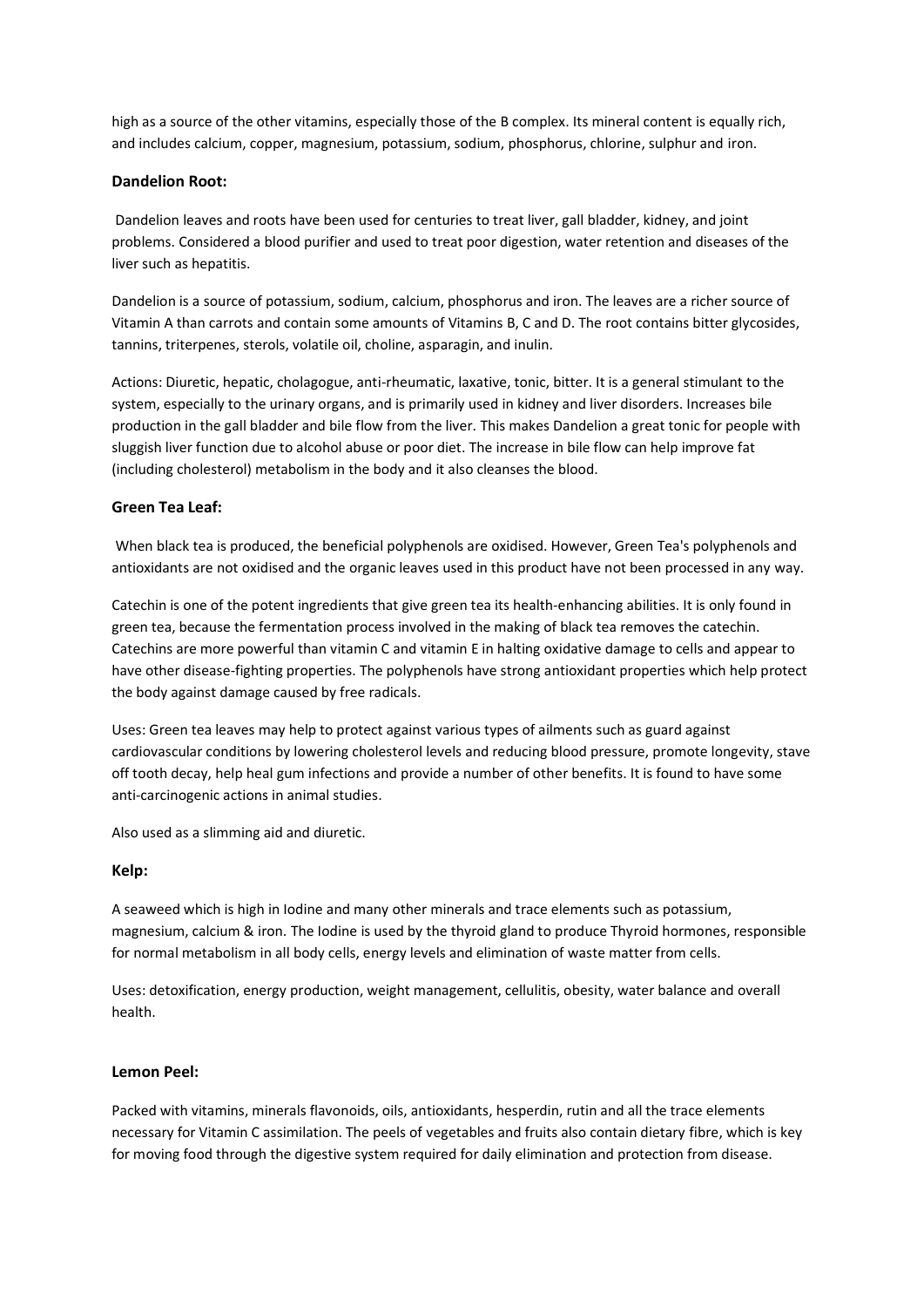high as a source of the other vitamins, especially those of the B complex. Its mineral content is equally rich, and includes calcium, copper, magnesium, potassium, sodium, phosphorus, chlorine, sulphur and iron.

**Dandelion Root:**

Dandelion leaves and roots have been used for centuries to treat liver, gall bladder, kidney, and joint problems. Considered a blood purifier and used to treat poor digestion, water retention and diseases of the liver such as hepatitis.

Dandelion is a source of potassium, sodium, calcium, phosphorus and iron. The leaves are a richer source of Vitamin A than carrots and contain some amounts of Vitamins B, C and D. The root contains bitter glycosides, tannins, triterpenes, sterols, volatile oil, choline, asparagin, and inulin.

Actions: Diuretic, hepatic, cholagogue, anti-rheumatic, laxative, tonic, bitter. It is a general stimulant to the system, especially to the urinary organs, and is primarily used in kidney and liver disorders. Increases bile production in the gall bladder and bile flow from the liver. This makes Dandelion a great tonic for people with sluggish liver function due to alcohol abuse or poor diet. The increase in bile flow can help improve fat (including cholesterol) metabolism in the body and it also cleanses the blood.

**Green Tea Leaf:**

When black tea is produced, the beneficial polyphenols are oxidised. However, Green Tea's polyphenols and antioxidants are not oxidised and the organic leaves used in this product have not been processed in any way.

Catechin is one of the potent ingredients that give green tea its health-enhancing abilities. It is only found in green tea, because the fermentation process involved in the making of black tea removes the catechin. Catechins are more powerful than vitamin C and vitamin E in halting oxidative damage to cells and appear to have other disease-fighting properties. The polyphenols have strong antioxidant properties which help protect the body against damage caused by free radicals.

Uses: Green tea leaves may help to protect against various types of ailments such as guard against cardiovascular conditions by lowering cholesterol levels and reducing blood pressure, promote longevity, stave off tooth decay, help heal gum infections and provide a number of other benefits. It is found to have some anti-carcinogenic actions in animal studies.

Also used as a slimming aid and diuretic.

**Kelp:**

A seaweed which is high in Iodine and many other minerals and trace elements such as potassium, magnesium, calcium & iron. The Iodine is used by the thyroid gland to produce Thyroid hormones, responsible for normal metabolism in all body cells, energy levels and elimination of waste matter from cells.

Uses: detoxification, energy production, weight management, cellulitis, obesity, water balance and overall health.

**Lemon Peel:**

Packed with vitamins, minerals flavonoids, oils, antioxidants, hesperdin, rutin and all the trace elements necessary for Vitamin C assimilation. The peels of vegetables and fruits also contain dietary fibre, which is key for moving food through the digestive system required for daily elimination and protection from disease.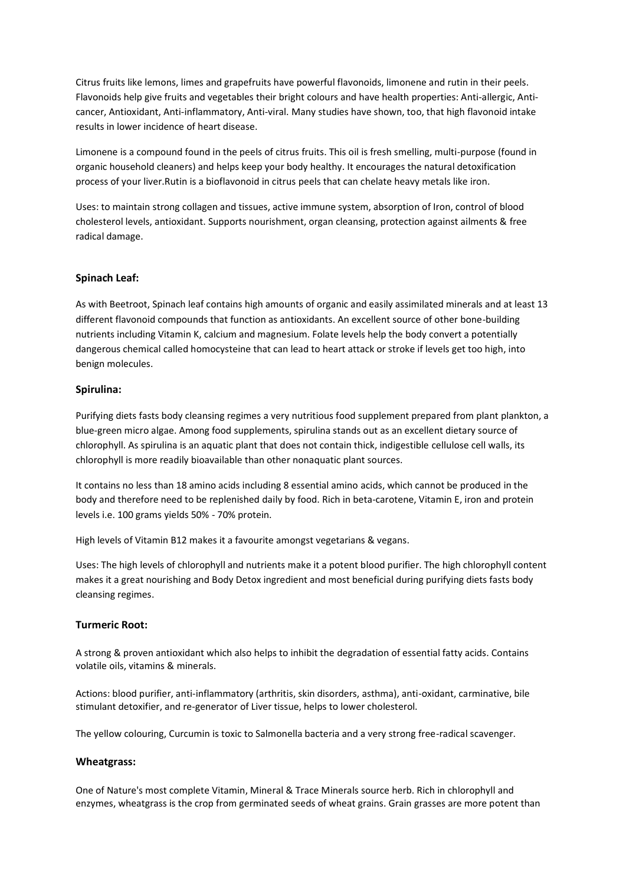Citrus fruits like lemons, limes and grapefruits have powerful flavonoids, limonene and rutin in their peels. Flavonoids help give fruits and vegetables their bright colours and have health properties: Anti-allergic, Anti-cancer, Antioxidant, Anti-inflammatory, Anti-viral. Many studies have shown, too, that high flavonoid intake results in lower incidence of heart disease.

Limonene is a compound found in the peels of citrus fruits. This oil is fresh smelling, multi-purpose (found in organic household cleaners) and helps keep your body healthy. It encourages the natural detoxification process of your liver.Rutin is a bioflavonoid in citrus peels that can chelate heavy metals like iron.

Uses: to maintain strong collagen and tissues, active immune system, absorption of Iron, control of blood cholesterol levels, antioxidant. Supports nourishment, organ cleansing, protection against ailments & free radical damage.

**Spinach Leaf:**

As with Beetroot, Spinach leaf contains high amounts of organic and easily assimilated minerals and at least 13 different flavonoid compounds that function as antioxidants. An excellent source of other bone-building nutrients including Vitamin K, calcium and magnesium. Folate levels help the body convert a potentially dangerous chemical called homocysteine that can lead to heart attack or stroke if levels get too high, into benign molecules.

**Spirulina:**

Purifying diets fasts body cleansing regimes a very nutritious food supplement prepared from plant plankton, a blue-green micro algae. Among food supplements, spirulina stands out as an excellent dietary source of chlorophyll. As spirulina is an aquatic plant that does not contain thick, indigestible cellulose cell walls, its chlorophyll is more readily bioavailable than other nonaquatic plant sources.

It contains no less than 18 amino acids including 8 essential amino acids, which cannot be produced in the body and therefore need to be replenished daily by food. Rich in beta-carotene, Vitamin E, iron and protein levels i.e. 100 grams yields 50% - 70% protein.

High levels of Vitamin B12 makes it a favourite amongst vegetarians & vegans.

Uses: The high levels of chlorophyll and nutrients make it a potent blood purifier. The high chlorophyll content makes it a great nourishing and Body Detox ingredient and most beneficial during purifying diets fasts body cleansing regimes.

**Turmeric Root:**

A strong & proven antioxidant which also helps to inhibit the degradation of essential fatty acids. Contains volatile oils, vitamins & minerals.

Actions: blood purifier, anti-inflammatory (arthritis, skin disorders, asthma), anti-oxidant, carminative, bile stimulant detoxifier, and re-generator of Liver tissue, helps to lower cholesterol.

The yellow colouring, Curcumin is toxic to Salmonella bacteria and a very strong free-radical scavenger.

**Wheatgrass:**

One of Nature's most complete Vitamin, Mineral & Trace Minerals source herb. Rich in chlorophyll and enzymes, wheatgrass is the crop from germinated seeds of wheat grains. Grain grasses are more potent than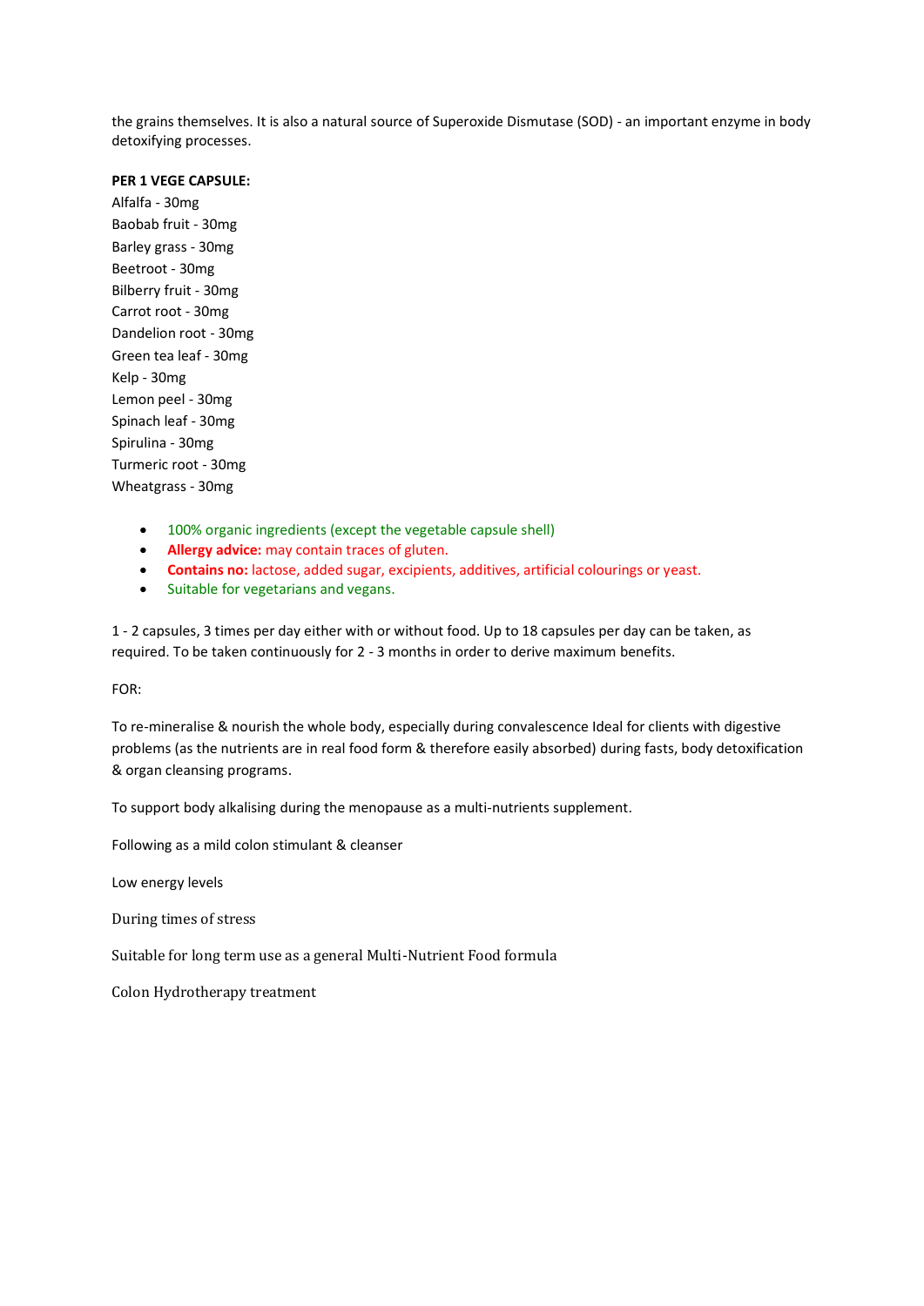the grains themselves. It is also a natural source of Superoxide Dismutase (SOD) - an important enzyme in body detoxifying processes.

**PER 1 VEGE CAPSULE:**

Alfalfa - 30mg
Baobab fruit - 30mg
Barley grass - 30mg
Beetroot - 30mg
Bilberry fruit - 30mg
Carrot root - 30mg
Dandelion root - 30mg
Green tea leaf - 30mg
Kelp - 30mg
Lemon peel - 30mg
Spinach leaf - 30mg
Spirulina - 30mg
Turmeric root - 30mg
Wheatgrass - 30mg

- 100% organic ingredients (except the vegetable capsule shell)
- **Allergy advice:** may contain traces of gluten.
- **Contains no:** lactose, added sugar, excipients, additives, artificial colourings or yeast.
- Suitable for vegetarians and vegans.

1 - 2 capsules, 3 times per day either with or without food. Up to 18 capsules per day can be taken, as required. To be taken continuously for 2 - 3 months in order to derive maximum benefits.

FOR:

To re-mineralise & nourish the whole body, especially during convalescence Ideal for clients with digestive problems (as the nutrients are in real food form & therefore easily absorbed) during fasts, body detoxification & organ cleansing programs.

To support body alkalising during the menopause as a multi-nutrients supplement.

Following as a mild colon stimulant & cleanser

Low energy levels

During times of stress

Suitable for long term use as a general Multi-Nutrient Food formula

Colon Hydrotherapy treatment